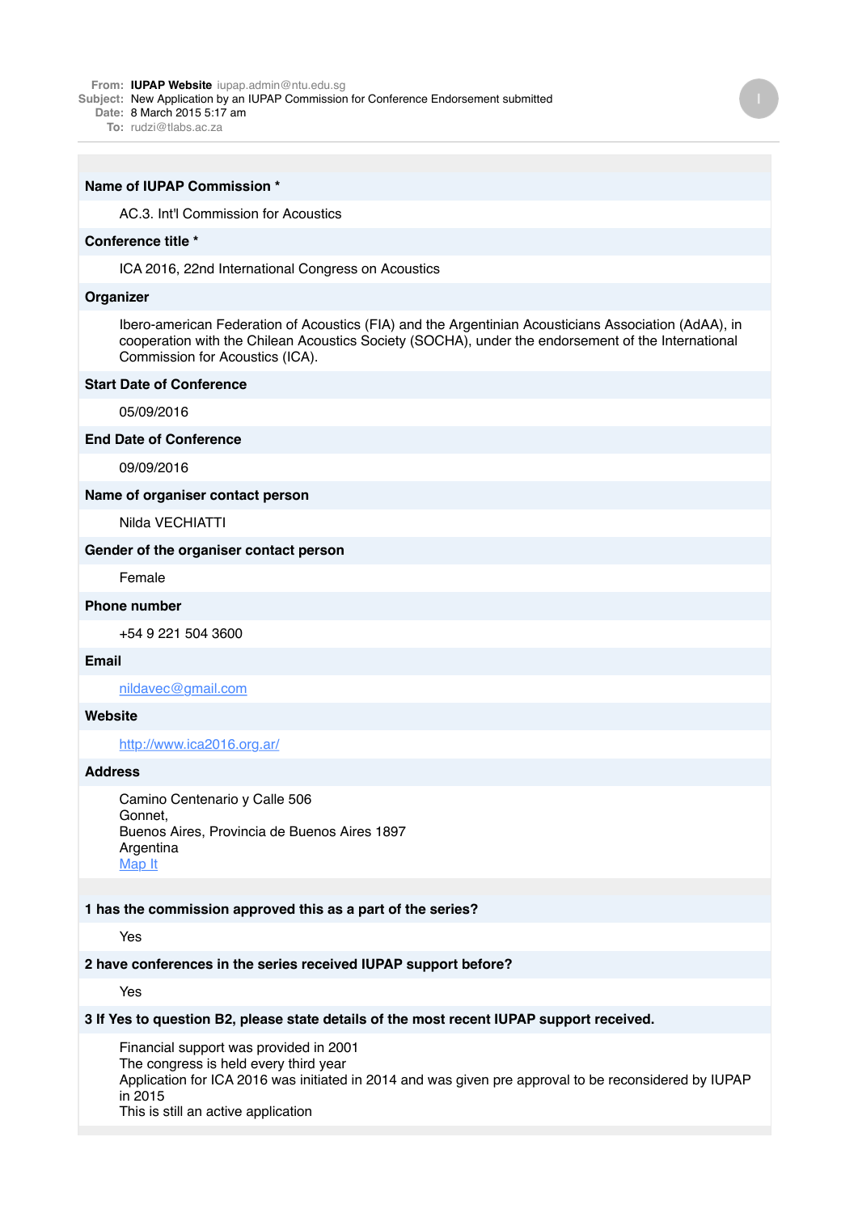**From:** **IUPAP Website** iupap.admin@ntu.edu.sg
**Subject:** New Application by an IUPAP Commission for Conference Endorsement submitted
**Date:** 8 March 2015 5:17 am
**To:** rudzi@tlabs.ac.za

---

**Name of IUPAP Commission ***

AC.3. Int'l Commission for Acoustics

**Conference title ***

ICA 2016, 22nd International Congress on Acoustics

**Organizer**

Ibero-american Federation of Acoustics (FIA) and the Argentinian Acousticians Association (AdAA), in cooperation with the Chilean Acoustics Society (SOCHA), under the endorsement of the International Commission for Acoustics (ICA).

**Start Date of Conference**

05/09/2016

**End Date of Conference**

09/09/2016

**Name of organiser contact person**

Nilda VECHIATTI

**Gender of the organiser contact person**

Female

**Phone number**

+54 9 221 504 3600

**Email**

nildavec@gmail.com

**Website**

http://www.ica2016.org.ar/

**Address**

Camino Centenario y Calle 506
Gonnet,
Buenos Aires, Provincia de Buenos Aires 1897
Argentina
Map It

---

**1 has the commission approved this as a part of the series?**

Yes

**2 have conferences in the series received IUPAP support before?**

Yes

**3 If Yes to question B2, please state details of the most recent IUPAP support received.**

Financial support was provided in 2001
The congress is held every third year
Application for ICA 2016 was initiated in 2014 and was given pre approval to be reconsidered by IUPAP in 2015
This is still an active application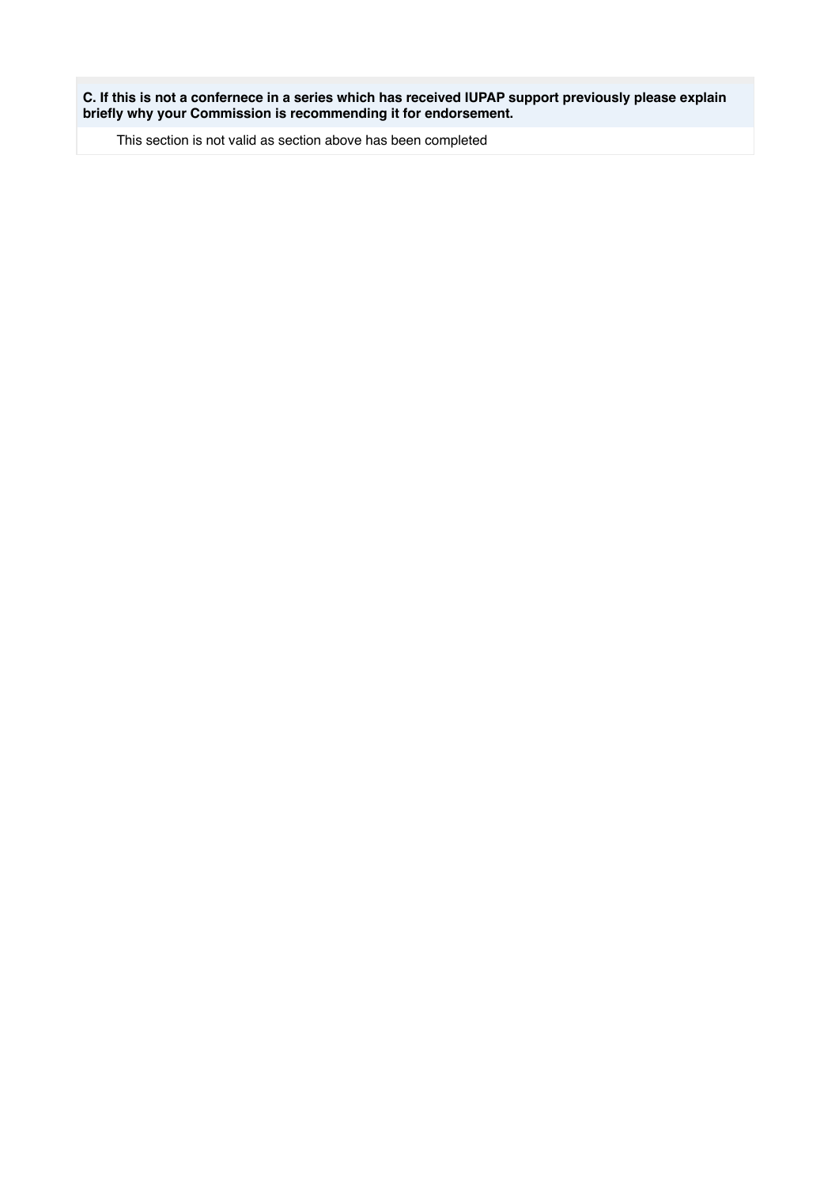**C. If this is not a confernece in a series which has received IUPAP support previously please explain briefly why your Commission is recommending it for endorsement.**

This section is not valid as section above has been completed